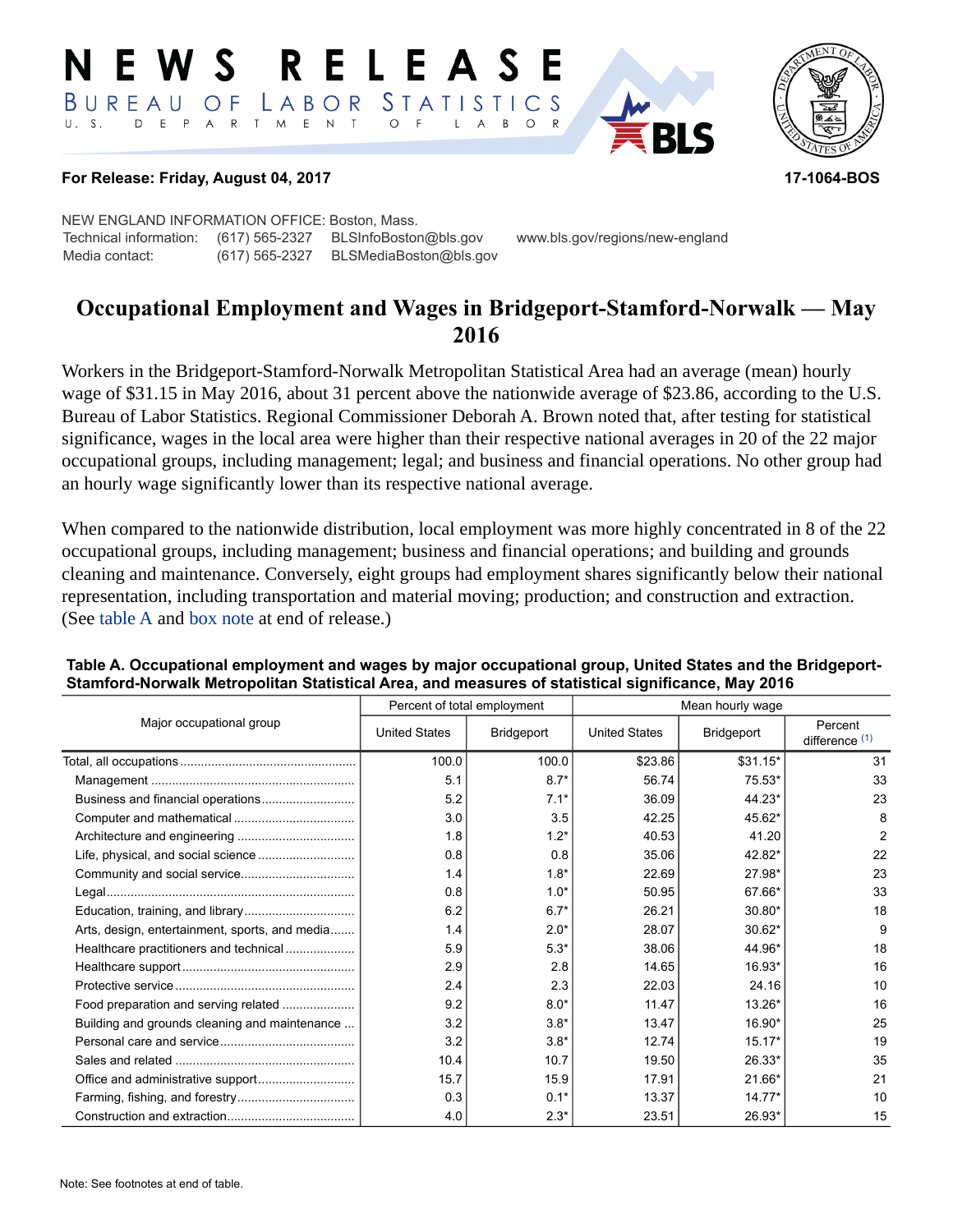# NEWS RELEASE

BUREAU OF LABOR STATISTICS
U. S. DEPARTMENT OF LABOR

**For Release: Friday, August 04, 2017** **17-1064-BOS**

NEW ENGLAND INFORMATION OFFICE: Boston, Mass.
Technical information: (617) 565-2327 BLSInfoBoston@bls.gov www.bls.gov/regions/new-england
Media contact: (617) 565-2327 BLSMediaBoston@bls.gov

## Occupational Employment and Wages in Bridgeport-Stamford-Norwalk — May 2016

Workers in the Bridgeport-Stamford-Norwalk Metropolitan Statistical Area had an average (mean) hourly wage of $31.15 in May 2016, about 31 percent above the nationwide average of $23.86, according to the U.S. Bureau of Labor Statistics. Regional Commissioner Deborah A. Brown noted that, after testing for statistical significance, wages in the local area were higher than their respective national averages in 20 of the 22 major occupational groups, including management; legal; and business and financial operations. No other group had an hourly wage significantly lower than its respective national average.

When compared to the nationwide distribution, local employment was more highly concentrated in 8 of the 22 occupational groups, including management; business and financial operations; and building and grounds cleaning and maintenance. Conversely, eight groups had employment shares significantly below their national representation, including transportation and material moving; production; and construction and extraction. (See table A and box note at end of release.)

**Table A. Occupational employment and wages by major occupational group, United States and the Bridgeport-Stamford-Norwalk Metropolitan Statistical Area, and measures of statistical significance, May 2016**

| Major occupational group | Percent of total employment | | Mean hourly wage | | |
|---|---|---|---|---|---|
| | United States | Bridgeport | United States | Bridgeport | Percent difference (1) |
| Total, all occupations | 100.0 | 100.0 | $23.86 | $31.15* | 31 |
| Management | 5.1 | 8.7* | 56.74 | 75.53* | 33 |
| Business and financial operations | 5.2 | 7.1* | 36.09 | 44.23* | 23 |
| Computer and mathematical | 3.0 | 3.5 | 42.25 | 45.62* | 8 |
| Architecture and engineering | 1.8 | 1.2* | 40.53 | 41.20 | 2 |
| Life, physical, and social science | 0.8 | 0.8 | 35.06 | 42.82* | 22 |
| Community and social service | 1.4 | 1.8* | 22.69 | 27.98* | 23 |
| Legal | 0.8 | 1.0* | 50.95 | 67.66* | 33 |
| Education, training, and library | 6.2 | 6.7* | 26.21 | 30.80* | 18 |
| Arts, design, entertainment, sports, and media | 1.4 | 2.0* | 28.07 | 30.62* | 9 |
| Healthcare practitioners and technical | 5.9 | 5.3* | 38.06 | 44.96* | 18 |
| Healthcare support | 2.9 | 2.8 | 14.65 | 16.93* | 16 |
| Protective service | 2.4 | 2.3 | 22.03 | 24.16 | 10 |
| Food preparation and serving related | 9.2 | 8.0* | 11.47 | 13.26* | 16 |
| Building and grounds cleaning and maintenance | 3.2 | 3.8* | 13.47 | 16.90* | 25 |
| Personal care and service | 3.2 | 3.8* | 12.74 | 15.17* | 19 |
| Sales and related | 10.4 | 10.7 | 19.50 | 26.33* | 35 |
| Office and administrative support | 15.7 | 15.9 | 17.91 | 21.66* | 21 |
| Farming, fishing, and forestry | 0.3 | 0.1* | 13.37 | 14.77* | 10 |
| Construction and extraction | 4.0 | 2.3* | 23.51 | 26.93* | 15 |

Note: See footnotes at end of table.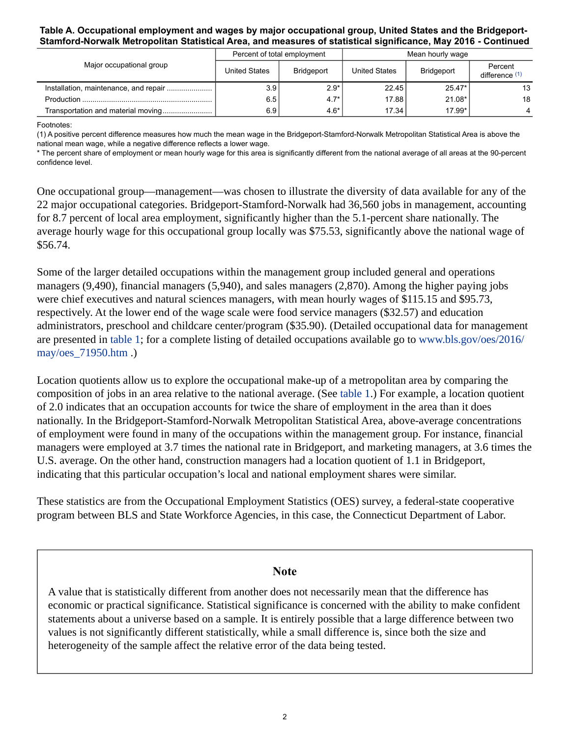**Table A. Occupational employment and wages by major occupational group, United States and the Bridgeport-Stamford-Norwalk Metropolitan Statistical Area, and measures of statistical significance, May 2016 - Continued**

| Major occupational group | Percent of total employment | | Mean hourly wage | | |
|---|---|---|---|---|---|
| | United States | Bridgeport | United States | Bridgeport | Percent difference (1) |
| Installation, maintenance, and repair | 3.9 | 2.9* | 22.45 | 25.47* | 13 |
| Production | 6.5 | 4.7* | 17.88 | 21.08* | 18 |
| Transportation and material moving | 6.9 | 4.6* | 17.34 | 17.99* | 4 |

Footnotes:
(1) A positive percent difference measures how much the mean wage in the Bridgeport-Stamford-Norwalk Metropolitan Statistical Area is above the national mean wage, while a negative difference reflects a lower wage.
* The percent share of employment or mean hourly wage for this area is significantly different from the national average of all areas at the 90-percent confidence level.

One occupational group—management—was chosen to illustrate the diversity of data available for any of the 22 major occupational categories. Bridgeport-Stamford-Norwalk had 36,560 jobs in management, accounting for 8.7 percent of local area employment, significantly higher than the 5.1-percent share nationally. The average hourly wage for this occupational group locally was $75.53, significantly above the national wage of $56.74.

Some of the larger detailed occupations within the management group included general and operations managers (9,490), financial managers (5,940), and sales managers (2,870). Among the higher paying jobs were chief executives and natural sciences managers, with mean hourly wages of $115.15 and $95.73, respectively. At the lower end of the wage scale were food service managers ($32.57) and education administrators, preschool and childcare center/program ($35.90). (Detailed occupational data for management are presented in table 1; for a complete listing of detailed occupations available go to www.bls.gov/oes/2016/may/oes_71950.htm .)

Location quotients allow us to explore the occupational make-up of a metropolitan area by comparing the composition of jobs in an area relative to the national average. (See table 1.) For example, a location quotient of 2.0 indicates that an occupation accounts for twice the share of employment in the area than it does nationally. In the Bridgeport-Stamford-Norwalk Metropolitan Statistical Area, above-average concentrations of employment were found in many of the occupations within the management group. For instance, financial managers were employed at 3.7 times the national rate in Bridgeport, and marketing managers, at 3.6 times the U.S. average. On the other hand, construction managers had a location quotient of 1.1 in Bridgeport, indicating that this particular occupation's local and national employment shares were similar.

These statistics are from the Occupational Employment Statistics (OES) survey, a federal-state cooperative program between BLS and State Workforce Agencies, in this case, the Connecticut Department of Labor.

## Note

A value that is statistically different from another does not necessarily mean that the difference has economic or practical significance. Statistical significance is concerned with the ability to make confident statements about a universe based on a sample. It is entirely possible that a large difference between two values is not significantly different statistically, while a small difference is, since both the size and heterogeneity of the sample affect the relative error of the data being tested.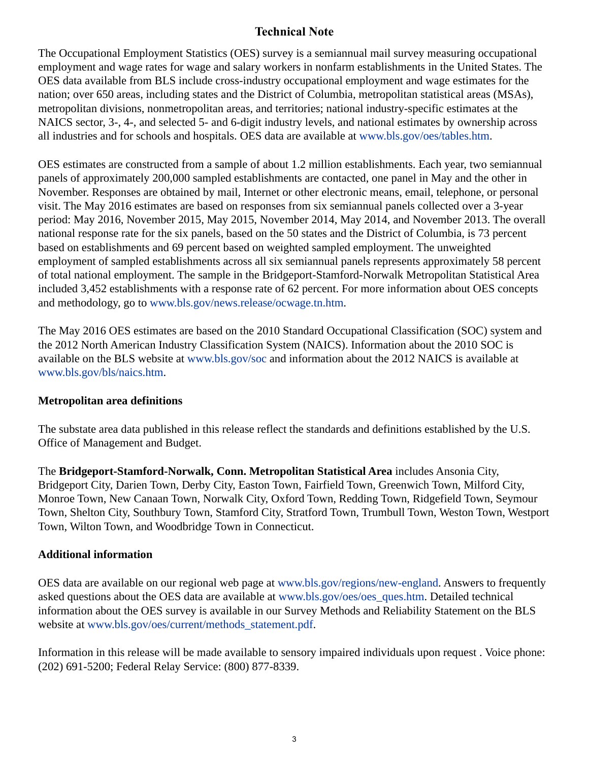# Technical Note

The Occupational Employment Statistics (OES) survey is a semiannual mail survey measuring occupational employment and wage rates for wage and salary workers in nonfarm establishments in the United States. The OES data available from BLS include cross-industry occupational employment and wage estimates for the nation; over 650 areas, including states and the District of Columbia, metropolitan statistical areas (MSAs), metropolitan divisions, nonmetropolitan areas, and territories; national industry-specific estimates at the NAICS sector, 3-, 4-, and selected 5- and 6-digit industry levels, and national estimates by ownership across all industries and for schools and hospitals. OES data are available at www.bls.gov/oes/tables.htm.

OES estimates are constructed from a sample of about 1.2 million establishments. Each year, two semiannual panels of approximately 200,000 sampled establishments are contacted, one panel in May and the other in November. Responses are obtained by mail, Internet or other electronic means, email, telephone, or personal visit. The May 2016 estimates are based on responses from six semiannual panels collected over a 3-year period: May 2016, November 2015, May 2015, November 2014, May 2014, and November 2013. The overall national response rate for the six panels, based on the 50 states and the District of Columbia, is 73 percent based on establishments and 69 percent based on weighted sampled employment. The unweighted employment of sampled establishments across all six semiannual panels represents approximately 58 percent of total national employment. The sample in the Bridgeport-Stamford-Norwalk Metropolitan Statistical Area included 3,452 establishments with a response rate of 62 percent. For more information about OES concepts and methodology, go to www.bls.gov/news.release/ocwage.tn.htm.

The May 2016 OES estimates are based on the 2010 Standard Occupational Classification (SOC) system and the 2012 North American Industry Classification System (NAICS). Information about the 2010 SOC is available on the BLS website at www.bls.gov/soc and information about the 2012 NAICS is available at www.bls.gov/bls/naics.htm.

## Metropolitan area definitions

The substate area data published in this release reflect the standards and definitions established by the U.S. Office of Management and Budget.

The **Bridgeport-Stamford-Norwalk, Conn. Metropolitan Statistical Area** includes Ansonia City, Bridgeport City, Darien Town, Derby City, Easton Town, Fairfield Town, Greenwich Town, Milford City, Monroe Town, New Canaan Town, Norwalk City, Oxford Town, Redding Town, Ridgefield Town, Seymour Town, Shelton City, Southbury Town, Stamford City, Stratford Town, Trumbull Town, Weston Town, Westport Town, Wilton Town, and Woodbridge Town in Connecticut.

## Additional information

OES data are available on our regional web page at www.bls.gov/regions/new-england. Answers to frequently asked questions about the OES data are available at www.bls.gov/oes/oes_ques.htm. Detailed technical information about the OES survey is available in our Survey Methods and Reliability Statement on the BLS website at www.bls.gov/oes/current/methods_statement.pdf.

Information in this release will be made available to sensory impaired individuals upon request . Voice phone: (202) 691-5200; Federal Relay Service: (800) 877-8339.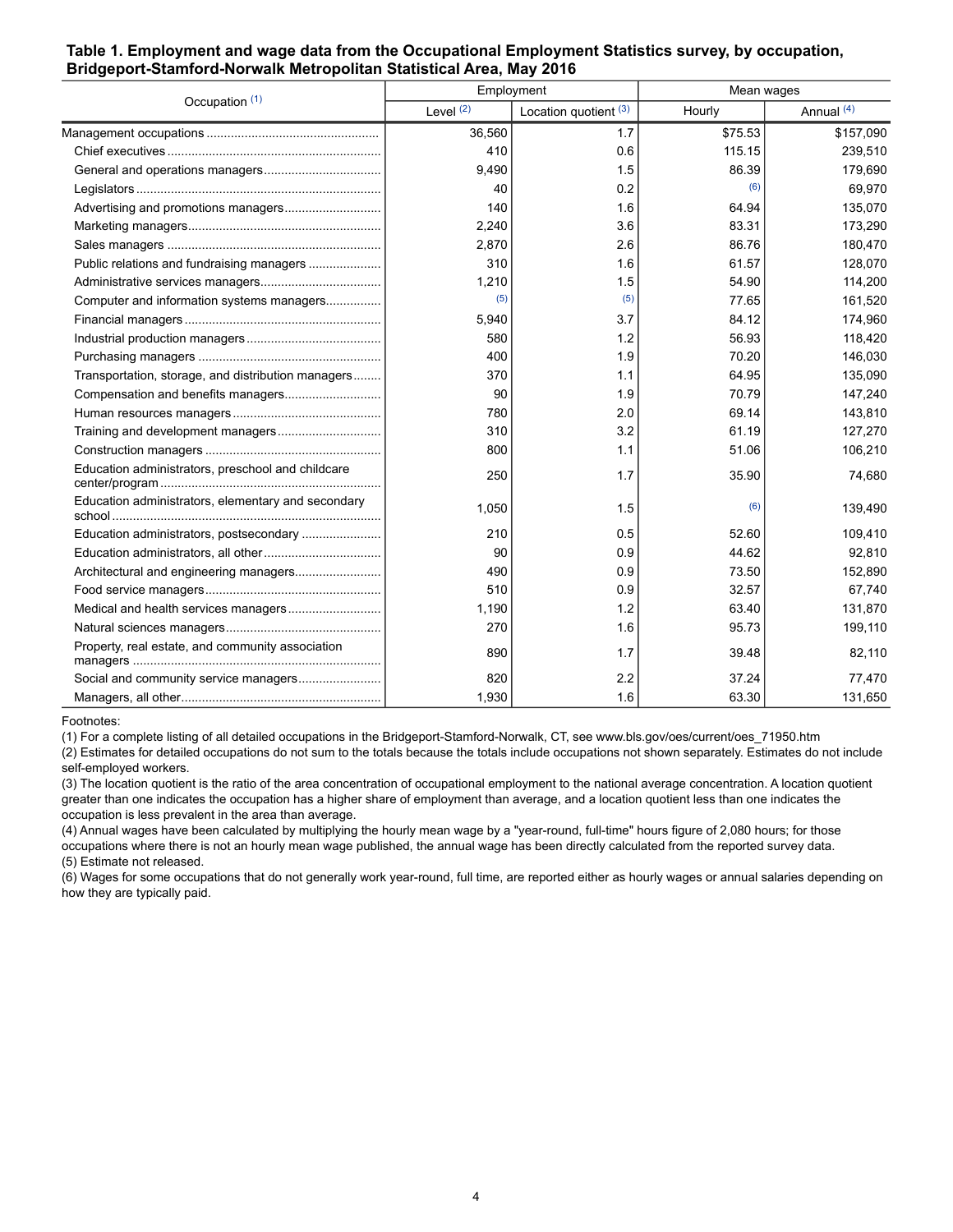**Table 1. Employment and wage data from the Occupational Employment Statistics survey, by occupation, Bridgeport-Stamford-Norwalk Metropolitan Statistical Area, May 2016**

| Occupation (1) | Employment | | Mean wages | |
|---|---|---|---|---|
| | Level (2) | Location quotient (3) | Hourly | Annual (4) |
| Management occupations | 36,560 | 1.7 | $75.53 | $157,090 |
| Chief executives | 410 | 0.6 | 115.15 | 239,510 |
| General and operations managers | 9,490 | 1.5 | 86.39 | 179,690 |
| Legislators | 40 | 0.2 | (6) | 69,970 |
| Advertising and promotions managers | 140 | 1.6 | 64.94 | 135,070 |
| Marketing managers | 2,240 | 3.6 | 83.31 | 173,290 |
| Sales managers | 2,870 | 2.6 | 86.76 | 180,470 |
| Public relations and fundraising managers | 310 | 1.6 | 61.57 | 128,070 |
| Administrative services managers | 1,210 | 1.5 | 54.90 | 114,200 |
| Computer and information systems managers | (5) | (5) | 77.65 | 161,520 |
| Financial managers | 5,940 | 3.7 | 84.12 | 174,960 |
| Industrial production managers | 580 | 1.2 | 56.93 | 118,420 |
| Purchasing managers | 400 | 1.9 | 70.20 | 146,030 |
| Transportation, storage, and distribution managers | 370 | 1.1 | 64.95 | 135,090 |
| Compensation and benefits managers | 90 | 1.9 | 70.79 | 147,240 |
| Human resources managers | 780 | 2.0 | 69.14 | 143,810 |
| Training and development managers | 310 | 3.2 | 61.19 | 127,270 |
| Construction managers | 800 | 1.1 | 51.06 | 106,210 |
| Education administrators, preschool and childcare center/program | 250 | 1.7 | 35.90 | 74,680 |
| Education administrators, elementary and secondary school | 1,050 | 1.5 | (6) | 139,490 |
| Education administrators, postsecondary | 210 | 0.5 | 52.60 | 109,410 |
| Education administrators, all other | 90 | 0.9 | 44.62 | 92,810 |
| Architectural and engineering managers | 490 | 0.9 | 73.50 | 152,890 |
| Food service managers | 510 | 0.9 | 32.57 | 67,740 |
| Medical and health services managers | 1,190 | 1.2 | 63.40 | 131,870 |
| Natural sciences managers | 270 | 1.6 | 95.73 | 199,110 |
| Property, real estate, and community association managers | 890 | 1.7 | 39.48 | 82,110 |
| Social and community service managers | 820 | 2.2 | 37.24 | 77,470 |
| Managers, all other | 1,930 | 1.6 | 63.30 | 131,650 |

Footnotes:

(1) For a complete listing of all detailed occupations in the Bridgeport-Stamford-Norwalk, CT, see www.bls.gov/oes/current/oes_71950.htm

(2) Estimates for detailed occupations do not sum to the totals because the totals include occupations not shown separately. Estimates do not include self-employed workers.

(3) The location quotient is the ratio of the area concentration of occupational employment to the national average concentration. A location quotient greater than one indicates the occupation has a higher share of employment than average, and a location quotient less than one indicates the occupation is less prevalent in the area than average.

(4) Annual wages have been calculated by multiplying the hourly mean wage by a "year-round, full-time" hours figure of 2,080 hours; for those occupations where there is not an hourly mean wage published, the annual wage has been directly calculated from the reported survey data.

(5) Estimate not released.

(6) Wages for some occupations that do not generally work year-round, full time, are reported either as hourly wages or annual salaries depending on how they are typically paid.